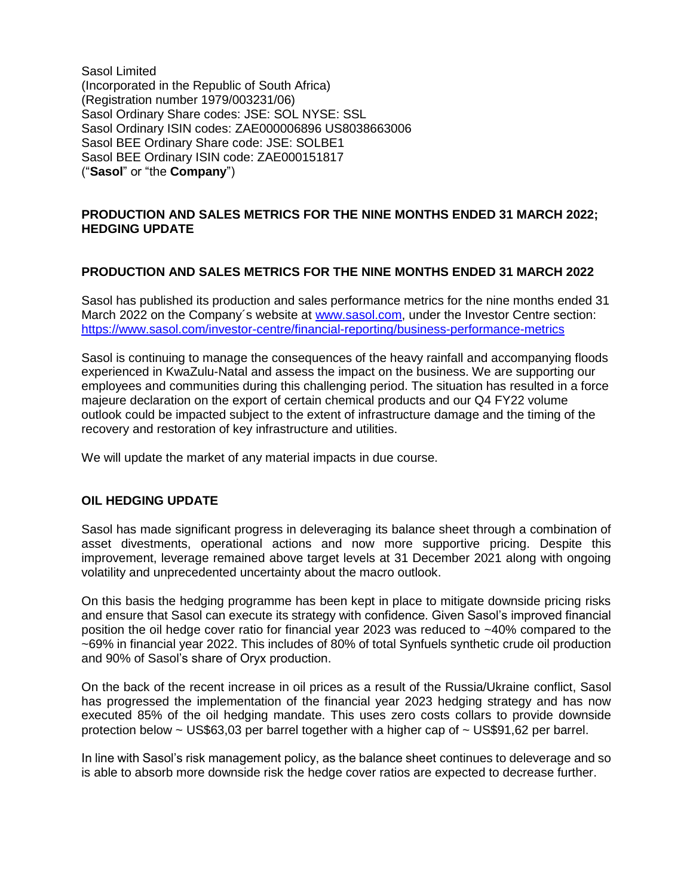Sasol Limited
(Incorporated in the Republic of South Africa)
(Registration number 1979/003231/06)
Sasol Ordinary Share codes: JSE: SOL NYSE: SSL
Sasol Ordinary ISIN codes: ZAE000006896 US8038663006
Sasol BEE Ordinary Share code: JSE: SOLBE1
Sasol BEE Ordinary ISIN code: ZAE000151817
("**Sasol**" or "the **Company**")

**PRODUCTION AND SALES METRICS FOR THE NINE MONTHS ENDED 31 MARCH 2022; HEDGING UPDATE**

**PRODUCTION AND SALES METRICS FOR THE NINE MONTHS ENDED 31 MARCH 2022**

Sasol has published its production and sales performance metrics for the nine months ended 31 March 2022 on the Company´s website at [www.sasol.com](http://www.sasol.com), under the Investor Centre section: [https://www.sasol.com/investor-centre/financial-reporting/business-performance-metrics](https://www.sasol.com/investor-centre/financial-reporting/business-performance-metrics)

Sasol is continuing to manage the consequences of the heavy rainfall and accompanying floods experienced in KwaZulu-Natal and assess the impact on the business. We are supporting our employees and communities during this challenging period. The situation has resulted in a force majeure declaration on the export of certain chemical products and our Q4 FY22 volume outlook could be impacted subject to the extent of infrastructure damage and the timing of the recovery and restoration of key infrastructure and utilities.

We will update the market of any material impacts in due course.

**OIL HEDGING UPDATE**

Sasol has made significant progress in deleveraging its balance sheet through a combination of asset divestments, operational actions and now more supportive pricing. Despite this improvement, leverage remained above target levels at 31 December 2021 along with ongoing volatility and unprecedented uncertainty about the macro outlook.

On this basis the hedging programme has been kept in place to mitigate downside pricing risks and ensure that Sasol can execute its strategy with confidence. Given Sasol's improved financial position the oil hedge cover ratio for financial year 2023 was reduced to ~40% compared to the ~69% in financial year 2022. This includes of 80% of total Synfuels synthetic crude oil production and 90% of Sasol's share of Oryx production.

On the back of the recent increase in oil prices as a result of the Russia/Ukraine conflict, Sasol has progressed the implementation of the financial year 2023 hedging strategy and has now executed 85% of the oil hedging mandate. This uses zero costs collars to provide downside protection below ~ US$63,03 per barrel together with a higher cap of ~ US$91,62 per barrel.

In line with Sasol's risk management policy, as the balance sheet continues to deleverage and so is able to absorb more downside risk the hedge cover ratios are expected to decrease further.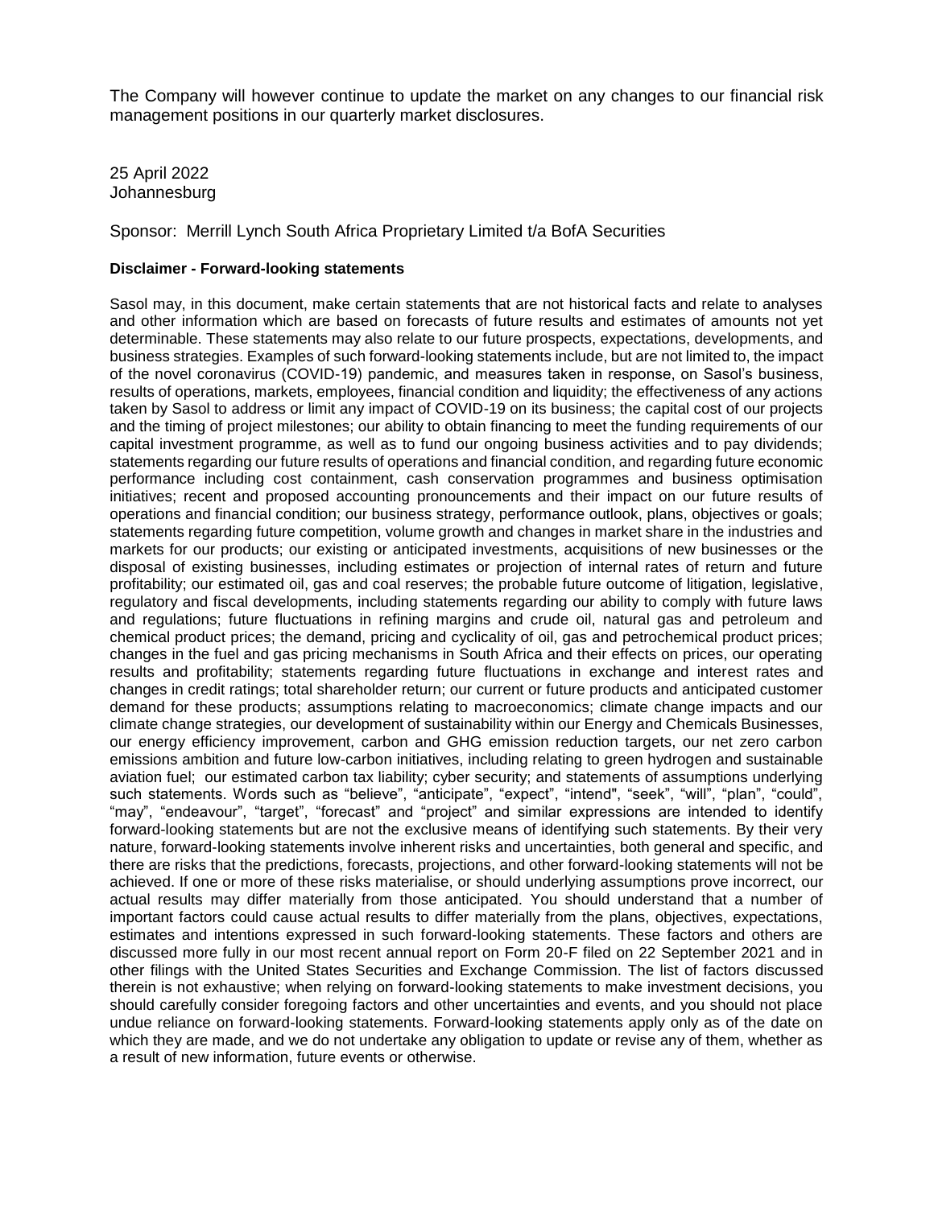The Company will however continue to update the market on any changes to our financial risk management positions in our quarterly market disclosures.

25 April 2022
Johannesburg

Sponsor: Merrill Lynch South Africa Proprietary Limited t/a BofA Securities

**Disclaimer - Forward-looking statements**

Sasol may, in this document, make certain statements that are not historical facts and relate to analyses and other information which are based on forecasts of future results and estimates of amounts not yet determinable. These statements may also relate to our future prospects, expectations, developments, and business strategies. Examples of such forward-looking statements include, but are not limited to, the impact of the novel coronavirus (COVID-19) pandemic, and measures taken in response, on Sasol's business, results of operations, markets, employees, financial condition and liquidity; the effectiveness of any actions taken by Sasol to address or limit any impact of COVID-19 on its business; the capital cost of our projects and the timing of project milestones; our ability to obtain financing to meet the funding requirements of our capital investment programme, as well as to fund our ongoing business activities and to pay dividends; statements regarding our future results of operations and financial condition, and regarding future economic performance including cost containment, cash conservation programmes and business optimisation initiatives; recent and proposed accounting pronouncements and their impact on our future results of operations and financial condition; our business strategy, performance outlook, plans, objectives or goals; statements regarding future competition, volume growth and changes in market share in the industries and markets for our products; our existing or anticipated investments, acquisitions of new businesses or the disposal of existing businesses, including estimates or projection of internal rates of return and future profitability; our estimated oil, gas and coal reserves; the probable future outcome of litigation, legislative, regulatory and fiscal developments, including statements regarding our ability to comply with future laws and regulations; future fluctuations in refining margins and crude oil, natural gas and petroleum and chemical product prices; the demand, pricing and cyclicality of oil, gas and petrochemical product prices; changes in the fuel and gas pricing mechanisms in South Africa and their effects on prices, our operating results and profitability; statements regarding future fluctuations in exchange and interest rates and changes in credit ratings; total shareholder return; our current or future products and anticipated customer demand for these products; assumptions relating to macroeconomics; climate change impacts and our climate change strategies, our development of sustainability within our Energy and Chemicals Businesses, our energy efficiency improvement, carbon and GHG emission reduction targets, our net zero carbon emissions ambition and future low-carbon initiatives, including relating to green hydrogen and sustainable aviation fuel; our estimated carbon tax liability; cyber security; and statements of assumptions underlying such statements. Words such as "believe", "anticipate", "expect", "intend", "seek", "will", "plan", "could", "may", "endeavour", "target", "forecast" and "project" and similar expressions are intended to identify forward-looking statements but are not the exclusive means of identifying such statements. By their very nature, forward-looking statements involve inherent risks and uncertainties, both general and specific, and there are risks that the predictions, forecasts, projections, and other forward-looking statements will not be achieved. If one or more of these risks materialise, or should underlying assumptions prove incorrect, our actual results may differ materially from those anticipated. You should understand that a number of important factors could cause actual results to differ materially from the plans, objectives, expectations, estimates and intentions expressed in such forward-looking statements. These factors and others are discussed more fully in our most recent annual report on Form 20-F filed on 22 September 2021 and in other filings with the United States Securities and Exchange Commission. The list of factors discussed therein is not exhaustive; when relying on forward-looking statements to make investment decisions, you should carefully consider foregoing factors and other uncertainties and events, and you should not place undue reliance on forward-looking statements. Forward-looking statements apply only as of the date on which they are made, and we do not undertake any obligation to update or revise any of them, whether as a result of new information, future events or otherwise.